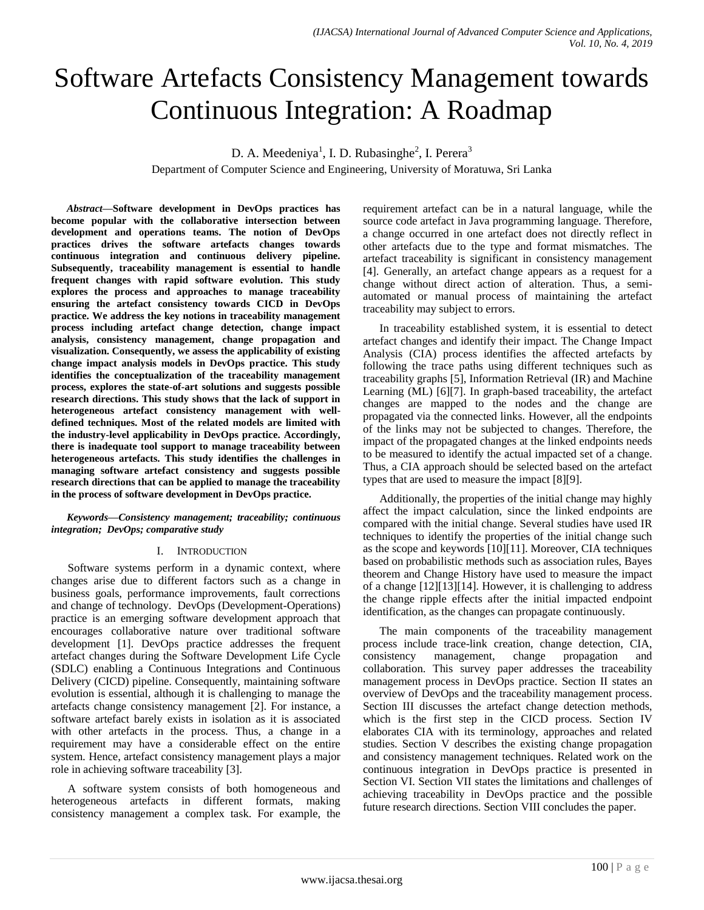# Software Artefacts Consistency Management towards Continuous Integration: A Roadmap

D. A. Meedeniya[1], I. D. Rubasinghe[2], I. Perera[3]

Department of Computer Science and Engineering, University of Moratuwa, Sri Lanka

***Abstract*—Software development in DevOps practices has become popular with the collaborative intersection between development and operations teams. The notion of DevOps practices drives the software artefacts changes towards continuous integration and continuous delivery pipeline. Subsequently, traceability management is essential to handle frequent changes with rapid software evolution. This study explores the process and approaches to manage traceability ensuring the artefact consistency towards CICD in DevOps practice. We address the key notions in traceability management process including artefact change detection, change impact analysis, consistency management, change propagation and visualization. Consequently, we assess the applicability of existing change impact analysis models in DevOps practice. This study identifies the conceptualization of the traceability management process, explores the state-of-art solutions and suggests possible research directions. This study shows that the lack of support in heterogeneous artefact consistency management with well-defined techniques. Most of the related models are limited with the industry-level applicability in DevOps practice. Accordingly, there is inadequate tool support to manage traceability between heterogeneous artefacts. This study identifies the challenges in managing software artefact consistency and suggests possible research directions that can be applied to manage the traceability in the process of software development in DevOps practice.**

***Keywords*—*Consistency management; traceability; continuous integration; DevOps; comparative study***

## I. Introduction

Software systems perform in a dynamic context, where changes arise due to different factors such as a change in business goals, performance improvements, fault corrections and change of technology. DevOps (Development-Operations) practice is an emerging software development approach that encourages collaborative nature over traditional software development [1]. DevOps practice addresses the frequent artefact changes during the Software Development Life Cycle (SDLC) enabling a Continuous Integrations and Continuous Delivery (CICD) pipeline. Consequently, maintaining software evolution is essential, although it is challenging to manage the artefacts change consistency management [2]. For instance, a software artefact barely exists in isolation as it is associated with other artefacts in the process. Thus, a change in a requirement may have a considerable effect on the entire system. Hence, artefact consistency management plays a major role in achieving software traceability [3].

A software system consists of both homogeneous and heterogeneous artefacts in different formats, making consistency management a complex task. For example, the requirement artefact can be in a natural language, while the source code artefact in Java programming language. Therefore, a change occurred in one artefact does not directly reflect in other artefacts due to the type and format mismatches. The artefact traceability is significant in consistency management [4]. Generally, an artefact change appears as a request for a change without direct action of alteration. Thus, a semi-automated or manual process of maintaining the artefact traceability may subject to errors.

In traceability established system, it is essential to detect artefact changes and identify their impact. The Change Impact Analysis (CIA) process identifies the affected artefacts by following the trace paths using different techniques such as traceability graphs [5], Information Retrieval (IR) and Machine Learning (ML) [6][7]. In graph-based traceability, the artefact changes are mapped to the nodes and the change are propagated via the connected links. However, all the endpoints of the links may not be subjected to changes. Therefore, the impact of the propagated changes at the linked endpoints needs to be measured to identify the actual impacted set of a change. Thus, a CIA approach should be selected based on the artefact types that are used to measure the impact [8][9].

Additionally, the properties of the initial change may highly affect the impact calculation, since the linked endpoints are compared with the initial change. Several studies have used IR techniques to identify the properties of the initial change such as the scope and keywords [10][11]. Moreover, CIA techniques based on probabilistic methods such as association rules, Bayes theorem and Change History have used to measure the impact of a change [12][13][14]. However, it is challenging to address the change ripple effects after the initial impacted endpoint identification, as the changes can propagate continuously.

The main components of the traceability management process include trace-link creation, change detection, CIA, consistency management, change propagation and collaboration. This survey paper addresses the traceability management process in DevOps practice. Section II states an overview of DevOps and the traceability management process. Section III discusses the artefact change detection methods, which is the first step in the CICD process. Section IV elaborates CIA with its terminology, approaches and related studies. Section V describes the existing change propagation and consistency management techniques. Related work on the continuous integration in DevOps practice is presented in Section VI. Section VII states the limitations and challenges of achieving traceability in DevOps practice and the possible future research directions. Section VIII concludes the paper.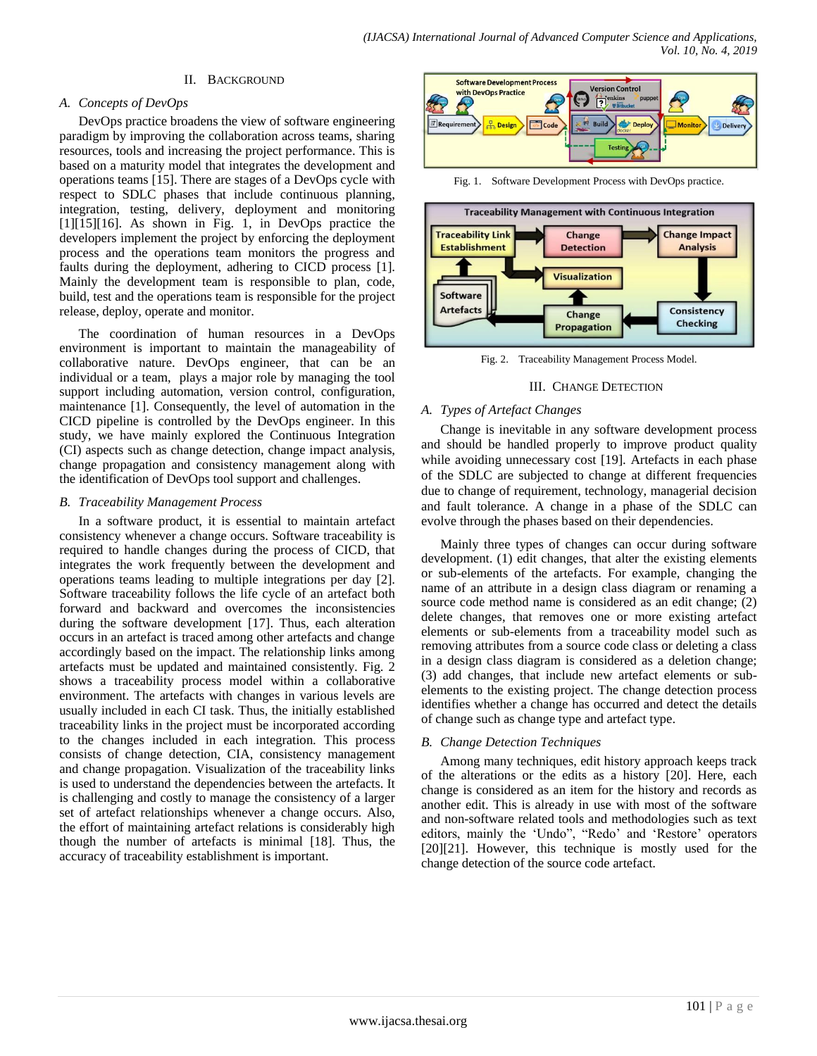## II. Background

### A. Concepts of DevOps

DevOps practice broadens the view of software engineering paradigm by improving the collaboration across teams, sharing resources, tools and increasing the project performance. This is based on a maturity model that integrates the development and operations teams [15]. There are stages of a DevOps cycle with respect to SDLC phases that include continuous planning, integration, testing, delivery, deployment and monitoring [1][15][16]. As shown in Fig. 1, in DevOps practice the developers implement the project by enforcing the deployment process and the operations team monitors the progress and faults during the deployment, adhering to CICD process [1]. Mainly the development team is responsible to plan, code, build, test and the operations team is responsible for the project release, deploy, operate and monitor.

The coordination of human resources in a DevOps environment is important to maintain the manageability of collaborative nature. DevOps engineer, that can be an individual or a team, plays a major role by managing the tool support including automation, version control, configuration, maintenance [1]. Consequently, the level of automation in the CICD pipeline is controlled by the DevOps engineer. In this study, we have mainly explored the Continuous Integration (CI) aspects such as change detection, change impact analysis, change propagation and consistency management along with the identification of DevOps tool support and challenges.

### B. Traceability Management Process

In a software product, it is essential to maintain artefact consistency whenever a change occurs. Software traceability is required to handle changes during the process of CICD, that integrates the work frequently between the development and operations teams leading to multiple integrations per day [2]. Software traceability follows the life cycle of an artefact both forward and backward and overcomes the inconsistencies during the software development [17]. Thus, each alteration occurs in an artefact is traced among other artefacts and change accordingly based on the impact. The relationship links among artefacts must be updated and maintained consistently. Fig. 2 shows a traceability process model within a collaborative environment. The artefacts with changes in various levels are usually included in each CI task. Thus, the initially established traceability links in the project must be incorporated according to the changes included in each integration. This process consists of change detection, CIA, consistency management and change propagation. Visualization of the traceability links is used to understand the dependencies between the artefacts. It is challenging and costly to manage the consistency of a larger set of artefact relationships whenever a change occurs. Also, the effort of maintaining artefact relations is considerably high though the number of artefacts is minimal [18]. Thus, the accuracy of traceability establishment is important.

Software Development Process with DevOps Practice
Version Control
Jenkins
puppet
Bitbucket
Requirement
Design
Code
Build
Deploy
docker
Monitor
Delivery
Testing

Fig. 1. Software Development Process with DevOps practice.

Traceability Management with Continuous Integration
Traceability Link Establishment
Change Detection
Change Impact Analysis
Visualization
Software Artefacts
Change Propagation
Consistency Checking

Fig. 2. Traceability Management Process Model.

## III. Change Detection

### A. Types of Artefact Changes

Change is inevitable in any software development process and should be handled properly to improve product quality while avoiding unnecessary cost [19]. Artefacts in each phase of the SDLC are subjected to change at different frequencies due to change of requirement, technology, managerial decision and fault tolerance. A change in a phase of the SDLC can evolve through the phases based on their dependencies.

Mainly three types of changes can occur during software development. (1) edit changes, that alter the existing elements or sub-elements of the artefacts. For example, changing the name of an attribute in a design class diagram or renaming a source code method name is considered as an edit change; (2) delete changes, that removes one or more existing artefact elements or sub-elements from a traceability model such as removing attributes from a source code class or deleting a class in a design class diagram is considered as a deletion change; (3) add changes, that include new artefact elements or sub-elements to the existing project. The change detection process identifies whether a change has occurred and detect the details of change such as change type and artefact type.

### B. Change Detection Techniques

Among many techniques, edit history approach keeps track of the alterations or the edits as a history [20]. Here, each change is considered as an item for the history and records as another edit. This is already in use with most of the software and non-software related tools and methodologies such as text editors, mainly the 'Undo", "Redo' and 'Restore' operators [20][21]. However, this technique is mostly used for the change detection of the source code artefact.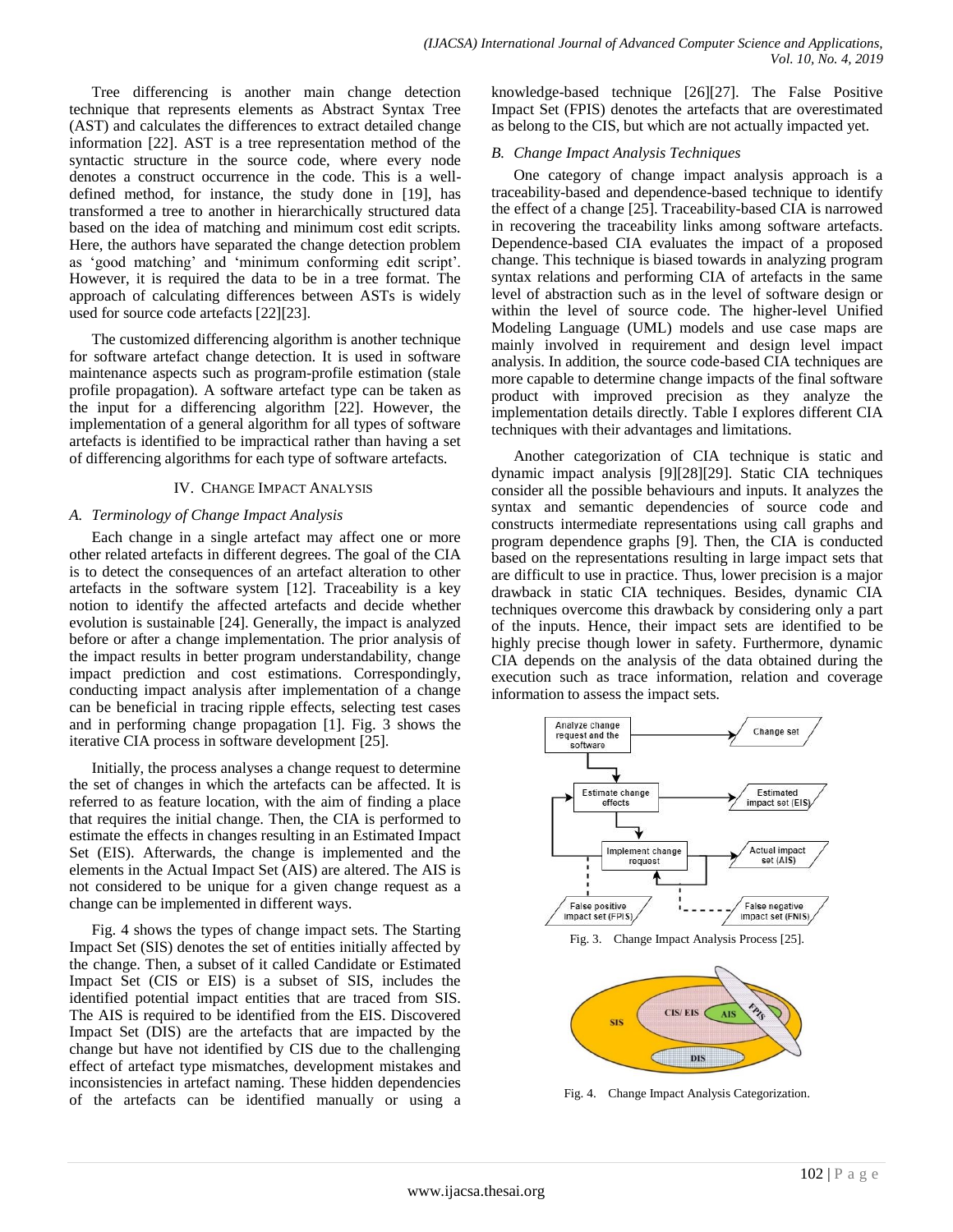Tree differencing is another main change detection technique that represents elements as Abstract Syntax Tree (AST) and calculates the differences to extract detailed change information [22]. AST is a tree representation method of the syntactic structure in the source code, where every node denotes a construct occurrence in the code. This is a well-defined method, for instance, the study done in [19], has transformed a tree to another in hierarchically structured data based on the idea of matching and minimum cost edit scripts. Here, the authors have separated the change detection problem as 'good matching' and 'minimum conforming edit script'. However, it is required the data to be in a tree format. The approach of calculating differences between ASTs is widely used for source code artefacts [22][23].

The customized differencing algorithm is another technique for software artefact change detection. It is used in software maintenance aspects such as program-profile estimation (stale profile propagation). A software artefact type can be taken as the input for a differencing algorithm [22]. However, the implementation of a general algorithm for all types of software artefacts is identified to be impractical rather than having a set of differencing algorithms for each type of software artefacts.

## IV. Change Impact Analysis

### A. Terminology of Change Impact Analysis

Each change in a single artefact may affect one or more other related artefacts in different degrees. The goal of the CIA is to detect the consequences of an artefact alteration to other artefacts in the software system [12]. Traceability is a key notion to identify the affected artefacts and decide whether evolution is sustainable [24]. Generally, the impact is analyzed before or after a change implementation. The prior analysis of the impact results in better program understandability, change impact prediction and cost estimations. Correspondingly, conducting impact analysis after implementation of a change can be beneficial in tracing ripple effects, selecting test cases and in performing change propagation [1]. Fig. 3 shows the iterative CIA process in software development [25].

Initially, the process analyses a change request to determine the set of changes in which the artefacts can be affected. It is referred to as feature location, with the aim of finding a place that requires the initial change. Then, the CIA is performed to estimate the effects in changes resulting in an Estimated Impact Set (EIS). Afterwards, the change is implemented and the elements in the Actual Impact Set (AIS) are altered. The AIS is not considered to be unique for a given change request as a change can be implemented in different ways.

Fig. 4 shows the types of change impact sets. The Starting Impact Set (SIS) denotes the set of entities initially affected by the change. Then, a subset of it called Candidate or Estimated Impact Set (CIS or EIS) is a subset of SIS, includes the identified potential impact entities that are traced from SIS. The AIS is required to be identified from the EIS. Discovered Impact Set (DIS) are the artefacts that are impacted by the change but have not identified by CIS due to the challenging effect of artefact type mismatches, development mistakes and inconsistencies in artefact naming. These hidden dependencies of the artefacts can be identified manually or using a knowledge-based technique [26][27]. The False Positive Impact Set (FPIS) denotes the artefacts that are overestimated as belong to the CIS, but which are not actually impacted yet.

### B. Change Impact Analysis Techniques

One category of change impact analysis approach is a traceability-based and dependence-based technique to identify the effect of a change [25]. Traceability-based CIA is narrowed in recovering the traceability links among software artefacts. Dependence-based CIA evaluates the impact of a proposed change. This technique is biased towards in analyzing program syntax relations and performing CIA of artefacts in the same level of abstraction such as in the level of software design or within the level of source code. The higher-level Unified Modeling Language (UML) models and use case maps are mainly involved in requirement and design level impact analysis. In addition, the source code-based CIA techniques are more capable to determine change impacts of the final software product with improved precision as they analyze the implementation details directly. Table I explores different CIA techniques with their advantages and limitations.

Another categorization of CIA technique is static and dynamic impact analysis [9][28][29]. Static CIA techniques consider all the possible behaviours and inputs. It analyzes the syntax and semantic dependencies of source code and constructs intermediate representations using call graphs and program dependence graphs [9]. Then, the CIA is conducted based on the representations resulting in large impact sets that are difficult to use in practice. Thus, lower precision is a major drawback in static CIA techniques. Besides, dynamic CIA techniques overcome this drawback by considering only a part of the inputs. Hence, their impact sets are identified to be highly precise though lower in safety. Furthermore, dynamic CIA depends on the analysis of the data obtained during the execution such as trace information, relation and coverage information to assess the impact sets.

Analyze change request and the software

Change set

Estimate change effects

Estimated impact set (EIS)

Implement change request

Actual impact set (AIS)

False positive impact set (FPIS)

False negative impact set (FNIS)

Fig. 3. Change Impact Analysis Process [25].

SIS

CIS/ EIS

AIS

FPIS

DIS

Fig. 4. Change Impact Analysis Categorization.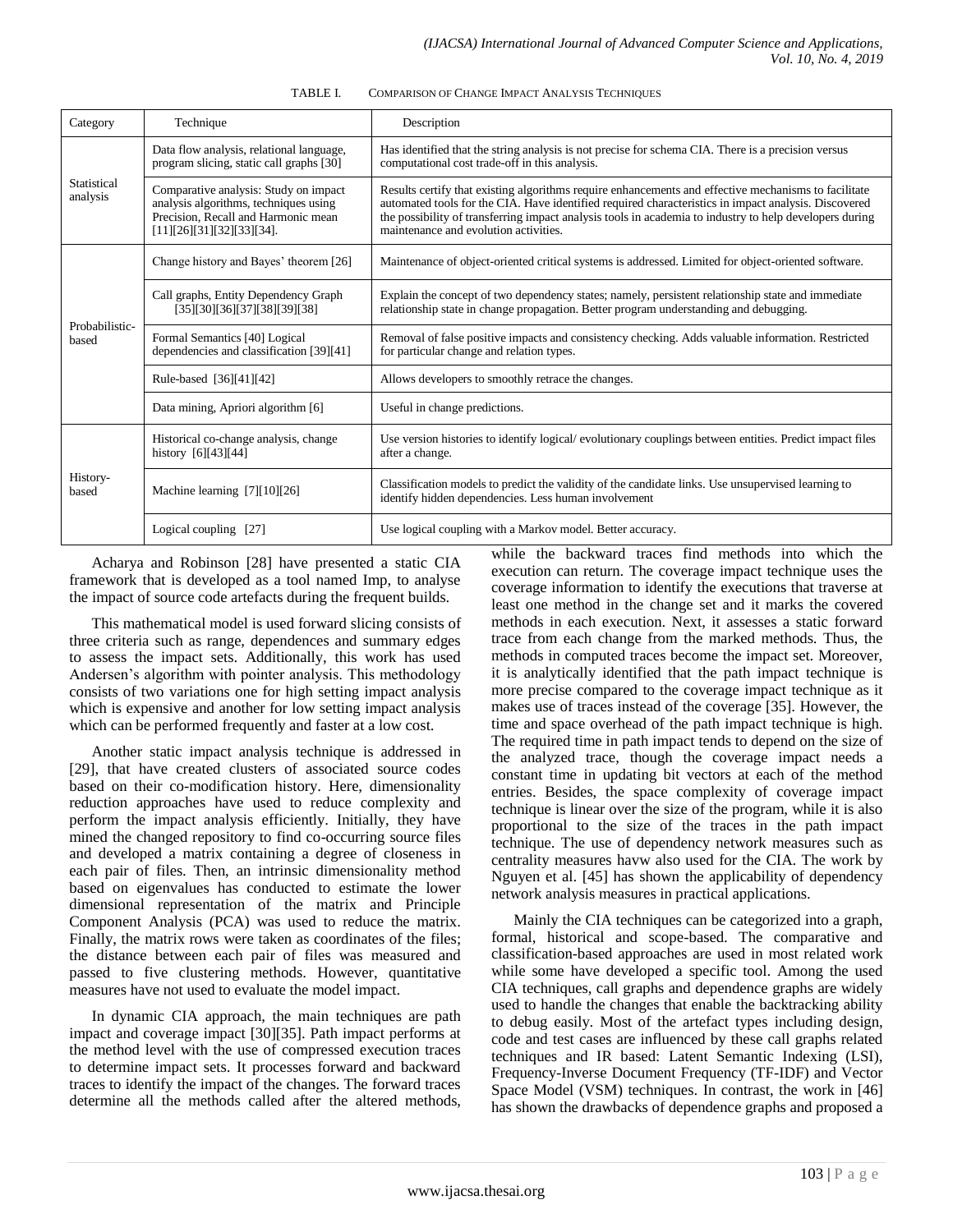TABLE I. COMPARISON OF CHANGE IMPACT ANALYSIS TECHNIQUES

| Category | Technique | Description |
|---|---|---|
| Statistical analysis | Data flow analysis, relational language, program slicing, static call graphs [30] | Has identified that the string analysis is not precise for schema CIA. There is a precision versus computational cost trade-off in this analysis. |
| | Comparative analysis: Study on impact analysis algorithms, techniques using Precision, Recall and Harmonic mean [11][26][31][32][33][34]. | Results certify that existing algorithms require enhancements and effective mechanisms to facilitate automated tools for the CIA. Have identified required characteristics in impact analysis. Discovered the possibility of transferring impact analysis tools in academia to industry to help developers during maintenance and evolution activities. |
| Probabilistic-based | Change history and Bayes' theorem [26] | Maintenance of object-oriented critical systems is addressed. Limited for object-oriented software. |
| | Call graphs, Entity Dependency Graph [35][30][36][37][38][39][38] | Explain the concept of two dependency states; namely, persistent relationship state and immediate relationship state in change propagation. Better program understanding and debugging. |
| | Formal Semantics [40] Logical dependencies and classification [39][41] | Removal of false positive impacts and consistency checking. Adds valuable information. Restricted for particular change and relation types. |
| | Rule-based [36][41][42] | Allows developers to smoothly retrace the changes. |
| | Data mining, Apriori algorithm [6] | Useful in change predictions. |
| History-based | Historical co-change analysis, change history [6][43][44] | Use version histories to identify logical/ evolutionary couplings between entities. Predict impact files after a change. |
| | Machine learning [7][10][26] | Classification models to predict the validity of the candidate links. Use unsupervised learning to identify hidden dependencies. Less human involvement |
| | Logical coupling [27] | Use logical coupling with a Markov model. Better accuracy. |

Acharya and Robinson [28] have presented a static CIA framework that is developed as a tool named Imp, to analyse the impact of source code artefacts during the frequent builds.

This mathematical model is used forward slicing consists of three criteria such as range, dependences and summary edges to assess the impact sets. Additionally, this work has used Andersen's algorithm with pointer analysis. This methodology consists of two variations one for high setting impact analysis which is expensive and another for low setting impact analysis which can be performed frequently and faster at a low cost.

Another static impact analysis technique is addressed in [29], that have created clusters of associated source codes based on their co-modification history. Here, dimensionality reduction approaches have used to reduce complexity and perform the impact analysis efficiently. Initially, they have mined the changed repository to find co-occurring source files and developed a matrix containing a degree of closeness in each pair of files. Then, an intrinsic dimensionality method based on eigenvalues has conducted to estimate the lower dimensional representation of the matrix and Principle Component Analysis (PCA) was used to reduce the matrix. Finally, the matrix rows were taken as coordinates of the files; the distance between each pair of files was measured and passed to five clustering methods. However, quantitative measures have not used to evaluate the model impact.

In dynamic CIA approach, the main techniques are path impact and coverage impact [30][35]. Path impact performs at the method level with the use of compressed execution traces to determine impact sets. It processes forward and backward traces to identify the impact of the changes. The forward traces determine all the methods called after the altered methods, while the backward traces find methods into which the execution can return. The coverage impact technique uses the coverage information to identify the executions that traverse at least one method in the change set and it marks the covered methods in each execution. Next, it assesses a static forward trace from each change from the marked methods. Thus, the methods in computed traces become the impact set. Moreover, it is analytically identified that the path impact technique is more precise compared to the coverage impact technique as it makes use of traces instead of the coverage [35]. However, the time and space overhead of the path impact technique is high. The required time in path impact tends to depend on the size of the analyzed trace, though the coverage impact needs a constant time in updating bit vectors at each of the method entries. Besides, the space complexity of coverage impact technique is linear over the size of the program, while it is also proportional to the size of the traces in the path impact technique. The use of dependency network measures such as centrality measures havw also used for the CIA. The work by Nguyen et al. [45] has shown the applicability of dependency network analysis measures in practical applications.

Mainly the CIA techniques can be categorized into a graph, formal, historical and scope-based. The comparative and classification-based approaches are used in most related work while some have developed a specific tool. Among the used CIA techniques, call graphs and dependence graphs are widely used to handle the changes that enable the backtracking ability to debug easily. Most of the artefact types including design, code and test cases are influenced by these call graphs related techniques and IR based: Latent Semantic Indexing (LSI), Frequency-Inverse Document Frequency (TF-IDF) and Vector Space Model (VSM) techniques. In contrast, the work in [46] has shown the drawbacks of dependence graphs and proposed a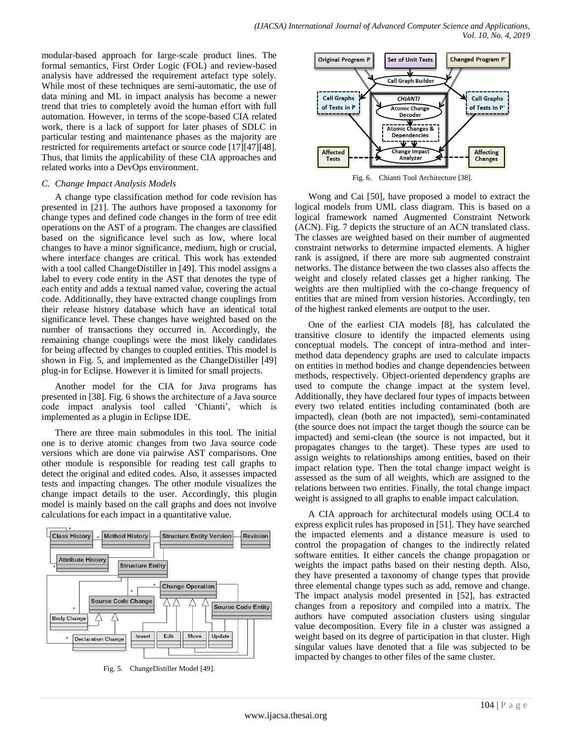modular-based approach for large-scale product lines. The formal semantics, First Order Logic (FOL) and review-based analysis have addressed the requirement artefact type solely. While most of these techniques are semi-automatic, the use of data mining and ML in impact analysis has become a newer trend that tries to completely avoid the human effort with full automation. However, in terms of the scope-based CIA related work, there is a lack of support for later phases of SDLC in particular testing and maintenance phases as the majority are restricted for requirements artefact or source code [17][47][48]. Thus, that limits the applicability of these CIA approaches and related works into a DevOps environment.

### *C. Change Impact Analysis Models*

A change type classification method for code revision has presented in [21]. The authors have proposed a taxonomy for change types and defined code changes in the form of tree edit operations on the AST of a program. The changes are classified based on the significance level such as low, where local changes to have a minor significance, medium, high or crucial, where interface changes are critical. This work has extended with a tool called ChangeDistiller in [49]. This model assigns a label to every code entity in the AST that denotes the type of each entity and adds a textual named value, covering the actual code. Additionally, they have extracted change couplings from their release history database which have an identical total significance level. These changes have weighted based on the number of transactions they occurred in. Accordingly, the remaining change couplings were the most likely candidates for being affected by changes to coupled entities. This model is shown in Fig. 5, and implemented as the ChangeDistiller [49] plug-in for Eclipse. However it is limited for small projects.

Another model for the CIA for Java programs has presented in [38]. Fig. 6 shows the architecture of a Java source code impact analysis tool called 'Chianti', which is implemented as a plugin in Eclipse IDE.

There are three main submodules in this tool. The initial one is to derive atomic changes from two Java source code versions which are done via pairwise AST comparisons. One other module is responsible for reading test call graphs to detect the original and edited codes. Also, it assesses impacted tests and impacting changes. The other module visualizes the change impact details to the user. Accordingly, this plugin model is mainly based on the call graphs and does not involve calculations for each impact in a quantitative value.

Class History
Method History
Structure Entity Version
Revision
Attribute History
Structure Entity
Change Operation
Source Code Change
Source Code Entity
Body Change
Declaration Change
Insert
Edit
Move
Update

Fig. 5. ChangeDistiller Model [49].

Original Program P
Set of Unit Tests
Changed Program P`
Call Graph Builder
Call Graphs of Tests in P
CHIANTI
Atomic Change Decoder
Atomic Changes & Dependencies
Change Impact Analyzer
Call Graphs of Tests in P`
Affected Tests
Affecting Changes

Fig. 6. Chianti Tool Architecture [38].

Wong and Cai [50], have proposed a model to extract the logical models from UML class diagram. This is based on a logical framework named Augmented Constraint Network (ACN). Fig. 7 depicts the structure of an ACN translated class. The classes are weighted based on their number of augmented constraint networks to determine impacted elements. A higher rank is assigned, if there are more sub augmented constraint networks. The distance between the two classes also affects the weight and closely related classes get a higher ranking. The weights are then multiplied with the co-change frequency of entities that are mined from version histories. Accordingly, ten of the highest ranked elements are output to the user.

One of the earliest CIA models [8], has calculated the transitive closure to identify the impacted elements using conceptual models. The concept of intra-method and inter-method data dependency graphs are used to calculate impacts on entities in method bodies and change dependencies between methods, respectively. Object-oriented dependency graphs are used to compute the change impact at the system level. Additionally, they have declared four types of impacts between every two related entities including contaminated (both are impacted), clean (both are not impacted), semi-contaminated (the source does not impact the target though the source can be impacted) and semi-clean (the source is not impacted, but it propagates changes to the target). These types are used to assign weights to relationships among entities, based on their impact relation type. Then the total change impact weight is assessed as the sum of all weights, which are assigned to the relations between two entities. Finally, the total change impact weight is assigned to all graphs to enable impact calculation.

A CIA approach for architectural models using OCL4 to express explicit rules has proposed in [51]. They have searched the impacted elements and a distance measure is used to control the propagation of changes to the indirectly related software entities. It either cancels the change propagation or weights the impact paths based on their nesting depth. Also, they have presented a taxonomy of change types that provide three elemental change types such as add, remove and change. The impact analysis model presented in [52], has extracted changes from a repository and compiled into a matrix. The authors have computed association clusters using singular value decomposition. Every file in a cluster was assigned a weight based on its degree of participation in that cluster. High singular values have denoted that a file was subjected to be impacted by changes to other files of the same cluster.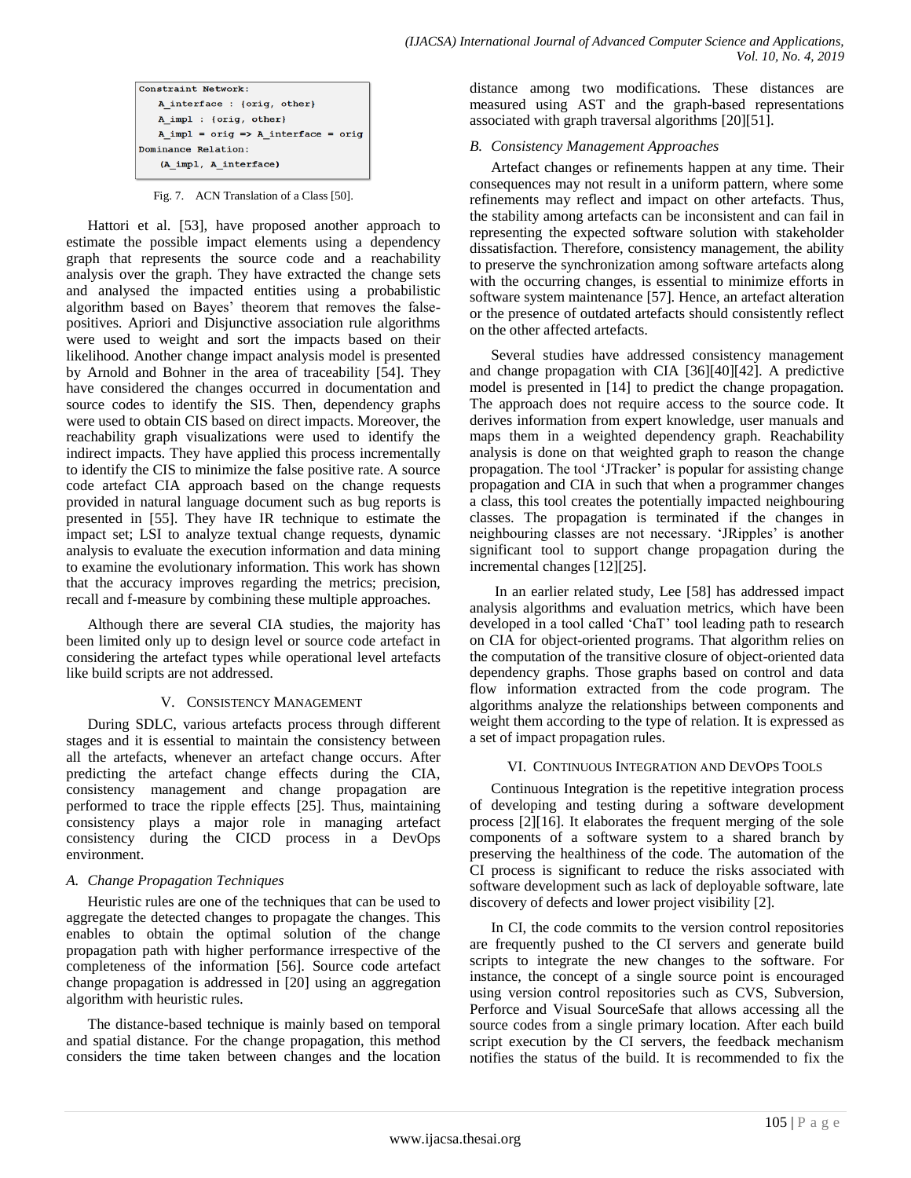```
Constraint Network:
    A_interface : {orig, other}
    A_impl : {orig, other}
    A_impl = orig => A_interface = orig
Dominance Relation:
    (A_impl, A_interface)
```

Fig. 7. ACN Translation of a Class [50].

Hattori et al. [53], have proposed another approach to estimate the possible impact elements using a dependency graph that represents the source code and a reachability analysis over the graph. They have extracted the change sets and analysed the impacted entities using a probabilistic algorithm based on Bayes' theorem that removes the false-positives. Apriori and Disjunctive association rule algorithms were used to weight and sort the impacts based on their likelihood. Another change impact analysis model is presented by Arnold and Bohner in the area of traceability [54]. They have considered the changes occurred in documentation and source codes to identify the SIS. Then, dependency graphs were used to obtain CIS based on direct impacts. Moreover, the reachability graph visualizations were used to identify the indirect impacts. They have applied this process incrementally to identify the CIS to minimize the false positive rate. A source code artefact CIA approach based on the change requests provided in natural language document such as bug reports is presented in [55]. They have IR technique to estimate the impact set; LSI to analyze textual change requests, dynamic analysis to evaluate the execution information and data mining to examine the evolutionary information. This work has shown that the accuracy improves regarding the metrics; precision, recall and f-measure by combining these multiple approaches.

Although there are several CIA studies, the majority has been limited only up to design level or source code artefact in considering the artefact types while operational level artefacts like build scripts are not addressed.

## V. Consistency Management

During SDLC, various artefacts process through different stages and it is essential to maintain the consistency between all the artefacts, whenever an artefact change occurs. After predicting the artefact change effects during the CIA, consistency management and change propagation are performed to trace the ripple effects [25]. Thus, maintaining consistency plays a major role in managing artefact consistency during the CICD process in a DevOps environment.

### *A. Change Propagation Techniques*

Heuristic rules are one of the techniques that can be used to aggregate the detected changes to propagate the changes. This enables to obtain the optimal solution of the change propagation path with higher performance irrespective of the completeness of the information [56]. Source code artefact change propagation is addressed in [20] using an aggregation algorithm with heuristic rules.

The distance-based technique is mainly based on temporal and spatial distance. For the change propagation, this method considers the time taken between changes and the location distance among two modifications. These distances are measured using AST and the graph-based representations associated with graph traversal algorithms [20][51].

### *B. Consistency Management Approaches*

Artefact changes or refinements happen at any time. Their consequences may not result in a uniform pattern, where some refinements may reflect and impact on other artefacts. Thus, the stability among artefacts can be inconsistent and can fail in representing the expected software solution with stakeholder dissatisfaction. Therefore, consistency management, the ability to preserve the synchronization among software artefacts along with the occurring changes, is essential to minimize efforts in software system maintenance [57]. Hence, an artefact alteration or the presence of outdated artefacts should consistently reflect on the other affected artefacts.

Several studies have addressed consistency management and change propagation with CIA [36][40][42]. A predictive model is presented in [14] to predict the change propagation. The approach does not require access to the source code. It derives information from expert knowledge, user manuals and maps them in a weighted dependency graph. Reachability analysis is done on that weighted graph to reason the change propagation. The tool 'JTracker' is popular for assisting change propagation and CIA in such that when a programmer changes a class, this tool creates the potentially impacted neighbouring classes. The propagation is terminated if the changes in neighbouring classes are not necessary. 'JRipples' is another significant tool to support change propagation during the incremental changes [12][25].

In an earlier related study, Lee [58] has addressed impact analysis algorithms and evaluation metrics, which have been developed in a tool called 'ChaT' tool leading path to research on CIA for object-oriented programs. That algorithm relies on the computation of the transitive closure of object-oriented data dependency graphs. Those graphs based on control and data flow information extracted from the code program. The algorithms analyze the relationships between components and weight them according to the type of relation. It is expressed as a set of impact propagation rules.

## VI. Continuous Integration and DevOps Tools

Continuous Integration is the repetitive integration process of developing and testing during a software development process [2][16]. It elaborates the frequent merging of the sole components of a software system to a shared branch by preserving the healthiness of the code. The automation of the CI process is significant to reduce the risks associated with software development such as lack of deployable software, late discovery of defects and lower project visibility [2].

In CI, the code commits to the version control repositories are frequently pushed to the CI servers and generate build scripts to integrate the new changes to the software. For instance, the concept of a single source point is encouraged using version control repositories such as CVS, Subversion, Perforce and Visual SourceSafe that allows accessing all the source codes from a single primary location. After each build script execution by the CI servers, the feedback mechanism notifies the status of the build. It is recommended to fix the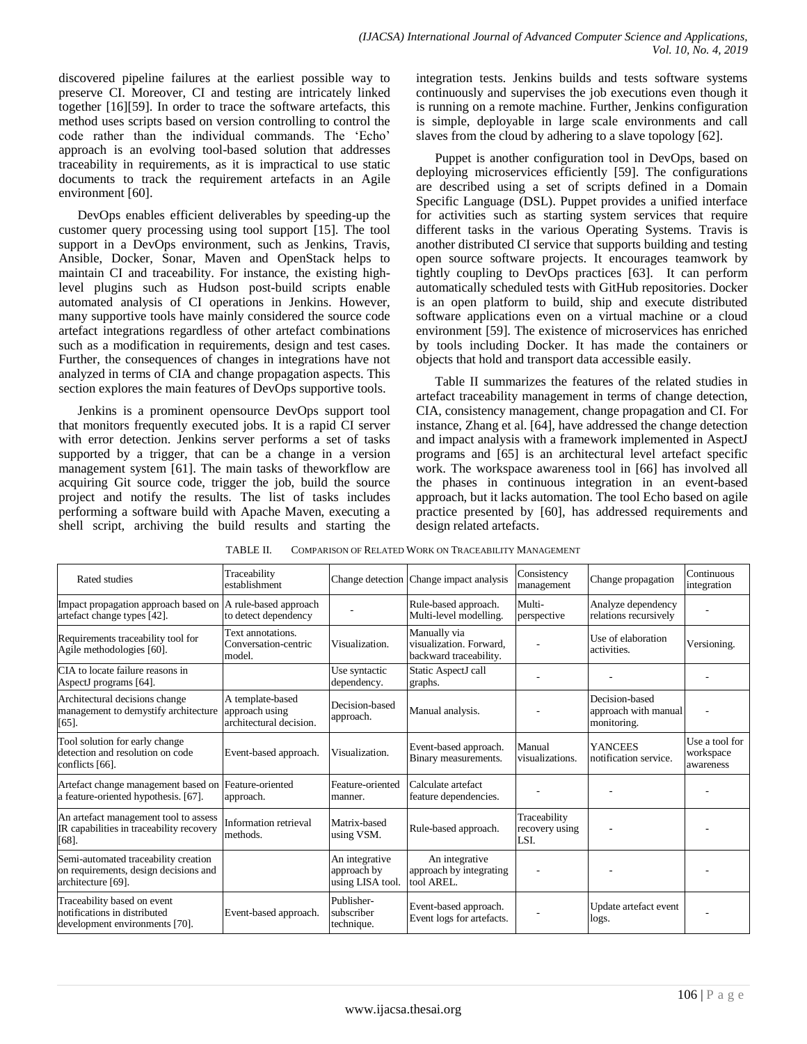discovered pipeline failures at the earliest possible way to preserve CI. Moreover, CI and testing are intricately linked together [16][59]. In order to trace the software artefacts, this method uses scripts based on version controlling to control the code rather than the individual commands. The 'Echo' approach is an evolving tool-based solution that addresses traceability in requirements, as it is impractical to use static documents to track the requirement artefacts in an Agile environment [60].

DevOps enables efficient deliverables by speeding-up the customer query processing using tool support [15]. The tool support in a DevOps environment, such as Jenkins, Travis, Ansible, Docker, Sonar, Maven and OpenStack helps to maintain CI and traceability. For instance, the existing high-level plugins such as Hudson post-build scripts enable automated analysis of CI operations in Jenkins. However, many supportive tools have mainly considered the source code artefact integrations regardless of other artefact combinations such as a modification in requirements, design and test cases. Further, the consequences of changes in integrations have not analyzed in terms of CIA and change propagation aspects. This section explores the main features of DevOps supportive tools.

Jenkins is a prominent opensource DevOps support tool that monitors frequently executed jobs. It is a rapid CI server with error detection. Jenkins server performs a set of tasks supported by a trigger, that can be a change in a version management system [61]. The main tasks of theworkflow are acquiring Git source code, trigger the job, build the source project and notify the results. The list of tasks includes performing a software build with Apache Maven, executing a shell script, archiving the build results and starting the integration tests. Jenkins builds and tests software systems continuously and supervises the job executions even though it is running on a remote machine. Further, Jenkins configuration is simple, deployable in large scale environments and call slaves from the cloud by adhering to a slave topology [62].

Puppet is another configuration tool in DevOps, based on deploying microservices efficiently [59]. The configurations are described using a set of scripts defined in a Domain Specific Language (DSL). Puppet provides a unified interface for activities such as starting system services that require different tasks in the various Operating Systems. Travis is another distributed CI service that supports building and testing open source software projects. It encourages teamwork by tightly coupling to DevOps practices [63]. It can perform automatically scheduled tests with GitHub repositories. Docker is an open platform to build, ship and execute distributed software applications even on a virtual machine or a cloud environment [59]. The existence of microservices has enriched by tools including Docker. It has made the containers or objects that hold and transport data accessible easily.

Table II summarizes the features of the related studies in artefact traceability management in terms of change detection, CIA, consistency management, change propagation and CI. For instance, Zhang et al. [64], have addressed the change detection and impact analysis with a framework implemented in AspectJ programs and [65] is an architectural level artefact specific work. The workspace awareness tool in [66] has involved all the phases in continuous integration in an event-based approach, but it lacks automation. The tool Echo based on agile practice presented by [60], has addressed requirements and design related artefacts.

TABLE II. COMPARISON OF RELATED WORK ON TRACEABILITY MANAGEMENT

| Rated studies | Traceability establishment | Change detection | Change impact analysis | Consistency management | Change propagation | Continuous integration |
|---|---|---|---|---|---|---|
| Impact propagation approach based on artefact change types [42]. | A rule-based approach to detect dependency | - | Rule-based approach. Multi-level modelling. | Multi-perspective | Analyze dependency relations recursively | - |
| Requirements traceability tool for Agile methodologies [60]. | Text annotations. Conversation-centric model. | Visualization. | Manually via visualization. Forward, backward traceability. | - | Use of elaboration activities. | Versioning. |
| CIA to locate failure reasons in AspectJ programs [64]. | | Use syntactic dependency. | Static AspectJ call graphs. | - | - | - |
| Architectural decisions change management to demystify architecture [65]. | A template-based approach using architectural decision. | Decision-based approach. | Manual analysis. | - | Decision-based approach with manual monitoring. | - |
| Tool solution for early change detection and resolution on code conflicts [66]. | Event-based approach. | Visualization. | Event-based approach. Binary measurements. | Manual visualizations. | YANCEES notification service. | Use a tool for workspace awareness |
| Artefact change management based on a feature-oriented hypothesis. [67]. | Feature-oriented approach. | Feature-oriented manner. | Calculate artefact feature dependencies. | - | - | - |
| An artefact management tool to assess IR capabilities in traceability recovery [68]. | Information retrieval methods. | Matrix-based using VSM. | Rule-based approach. | Traceability recovery using LSI. | - | - |
| Semi-automated traceability creation on requirements, design decisions and architecture [69]. | | An integrative approach by using LISA tool. | An integrative approach by integrating tool AREL. | - | - | - |
| Traceability based on event notifications in distributed development environments [70]. | Event-based approach. | Publisher-subscriber technique. | Event-based approach. Event logs for artefacts. | - | Update artefact event logs. | - |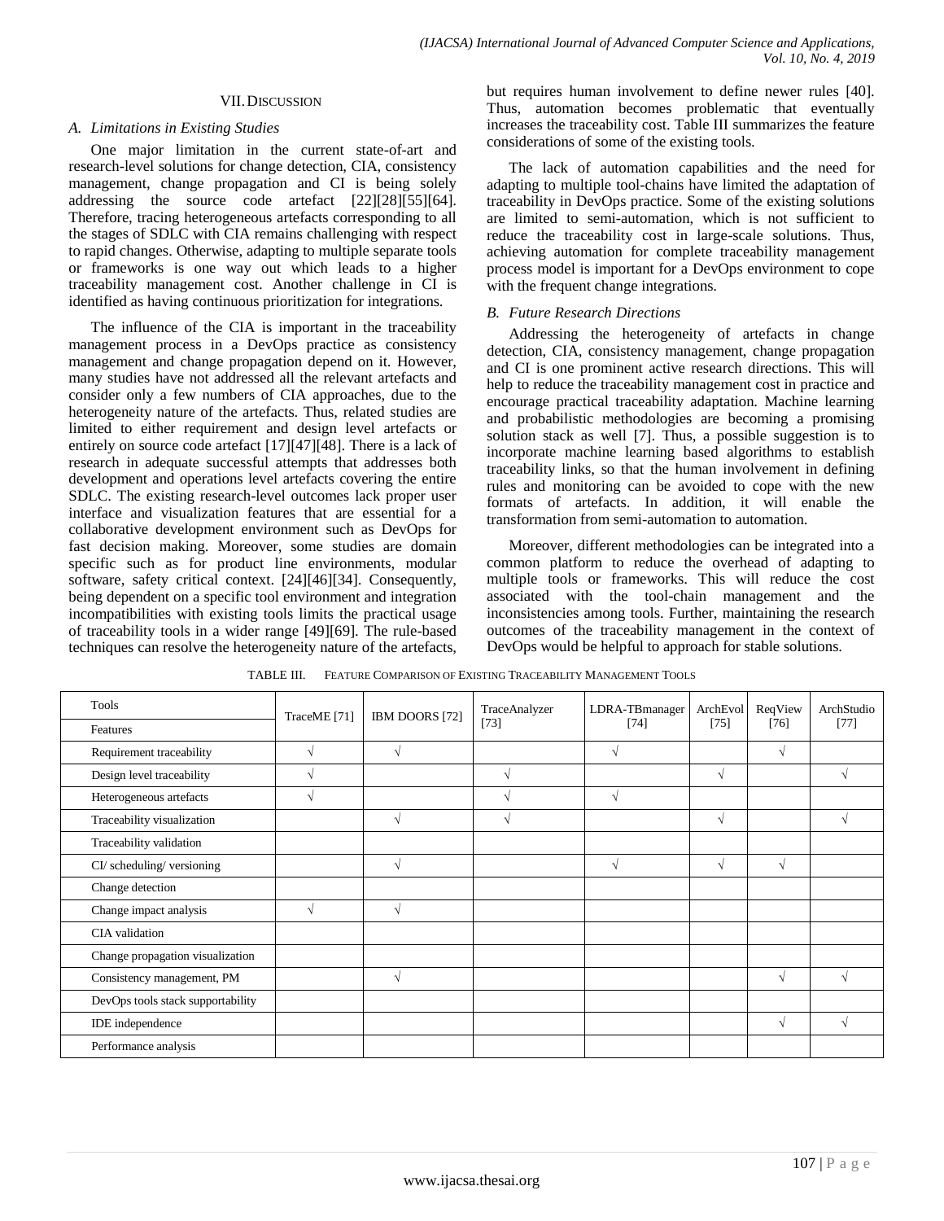## VII. Discussion

### A. Limitations in Existing Studies

One major limitation in the current state-of-art and research-level solutions for change detection, CIA, consistency management, change propagation and CI is being solely addressing the source code artefact [22][28][55][64]. Therefore, tracing heterogeneous artefacts corresponding to all the stages of SDLC with CIA remains challenging with respect to rapid changes. Otherwise, adapting to multiple separate tools or frameworks is one way out which leads to a higher traceability management cost. Another challenge in CI is identified as having continuous prioritization for integrations.

The influence of the CIA is important in the traceability management process in a DevOps practice as consistency management and change propagation depend on it. However, many studies have not addressed all the relevant artefacts and consider only a few numbers of CIA approaches, due to the heterogeneity nature of the artefacts. Thus, related studies are limited to either requirement and design level artefacts or entirely on source code artefact [17][47][48]. There is a lack of research in adequate successful attempts that addresses both development and operations level artefacts covering the entire SDLC. The existing research-level outcomes lack proper user interface and visualization features that are essential for a collaborative development environment such as DevOps for fast decision making. Moreover, some studies are domain specific such as for product line environments, modular software, safety critical context. [24][46][34]. Consequently, being dependent on a specific tool environment and integration incompatibilities with existing tools limits the practical usage of traceability tools in a wider range [49][69]. The rule-based techniques can resolve the heterogeneity nature of the artefacts, but requires human involvement to define newer rules [40]. Thus, automation becomes problematic that eventually increases the traceability cost. Table III summarizes the feature considerations of some of the existing tools.

The lack of automation capabilities and the need for adapting to multiple tool-chains have limited the adaptation of traceability in DevOps practice. Some of the existing solutions are limited to semi-automation, which is not sufficient to reduce the traceability cost in large-scale solutions. Thus, achieving automation for complete traceability management process model is important for a DevOps environment to cope with the frequent change integrations.

### B. Future Research Directions

Addressing the heterogeneity of artefacts in change detection, CIA, consistency management, change propagation and CI is one prominent active research directions. This will help to reduce the traceability management cost in practice and encourage practical traceability adaptation. Machine learning and probabilistic methodologies are becoming a promising solution stack as well [7]. Thus, a possible suggestion is to incorporate machine learning based algorithms to establish traceability links, so that the human involvement in defining rules and monitoring can be avoided to cope with the new formats of artefacts. In addition, it will enable the transformation from semi-automation to automation.

Moreover, different methodologies can be integrated into a common platform to reduce the overhead of adapting to multiple tools or frameworks. This will reduce the cost associated with the tool-chain management and the inconsistencies among tools. Further, maintaining the research outcomes of the traceability management in the context of DevOps would be helpful to approach for stable solutions.

TABLE III. Feature Comparison of Existing Traceability Management Tools

| Tools / Features | TraceME [71] | IBM DOORS [72] | TraceAnalyzer [73] | LDRA-TBmanager [74] | ArchEvol [75] | ReqView [76] | ArchStudio [77] |
|---|---|---|---|---|---|---|---|
| Requirement traceability | √ | √ | | √ | | √ | |
| Design level traceability | √ | | √ | | √ | | √ |
| Heterogeneous artefacts | √ | | √ | √ | | | |
| Traceability visualization | | √ | √ | | √ | | √ |
| Traceability validation | | | | | | | |
| CI/ scheduling/ versioning | | √ | | √ | √ | √ | |
| Change detection | | | | | | | |
| Change impact analysis | √ | √ | | | | | |
| CIA validation | | | | | | | |
| Change propagation visualization | | | | | | | |
| Consistency management, PM | | √ | | | | √ | √ |
| DevOps tools stack supportability | | | | | | | |
| IDE independence | | | | | | √ | √ |
| Performance analysis | | | | | | | |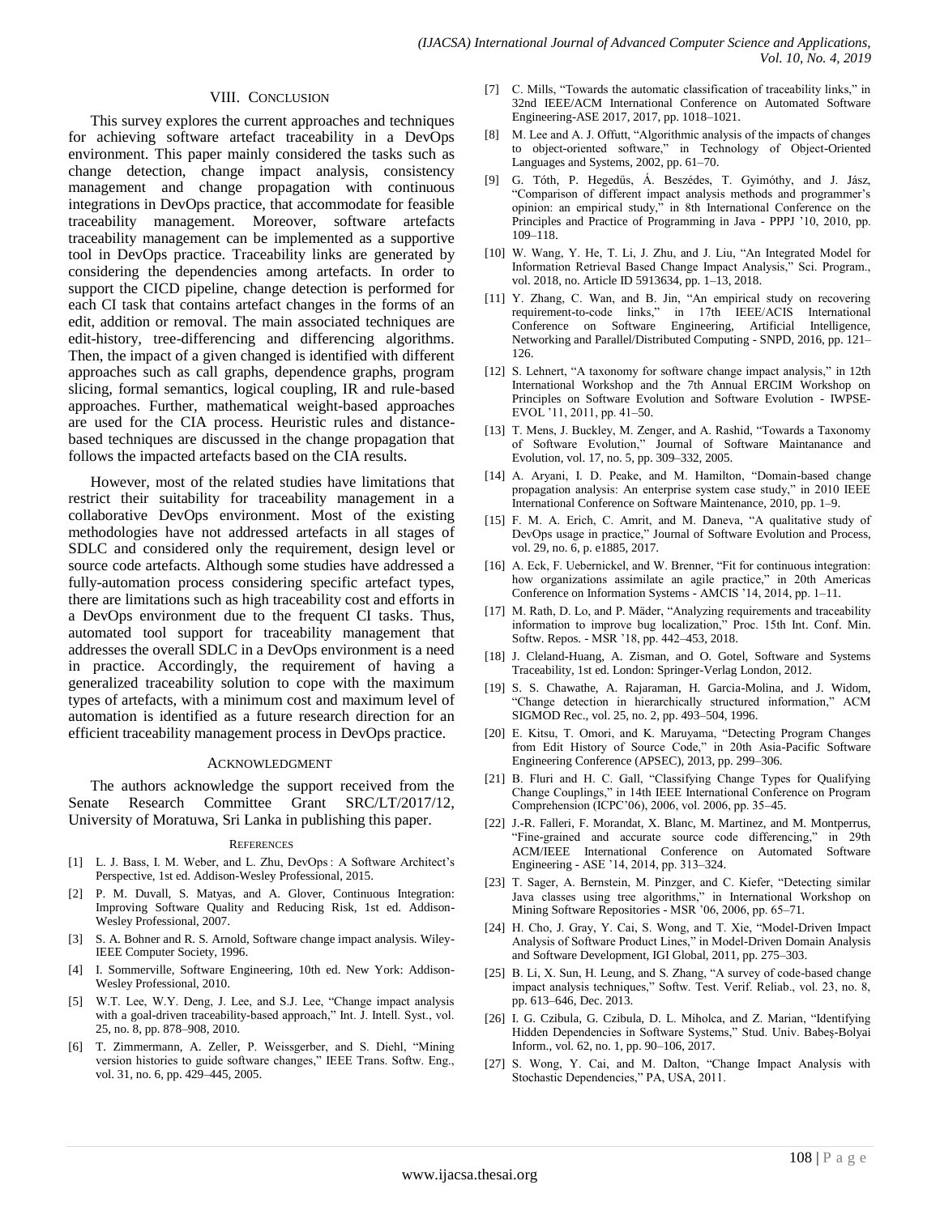## VIII. Conclusion

This survey explores the current approaches and techniques for achieving software artefact traceability in a DevOps environment. This paper mainly considered the tasks such as change detection, change impact analysis, consistency management and change propagation with continuous integrations in DevOps practice, that accommodate for feasible traceability management. Moreover, software artefacts traceability management can be implemented as a supportive tool in DevOps practice. Traceability links are generated by considering the dependencies among artefacts. In order to support the CICD pipeline, change detection is performed for each CI task that contains artefact changes in the forms of an edit, addition or removal. The main associated techniques are edit-history, tree-differencing and differencing algorithms. Then, the impact of a given changed is identified with different approaches such as call graphs, dependence graphs, program slicing, formal semantics, logical coupling, IR and rule-based approaches. Further, mathematical weight-based approaches are used for the CIA process. Heuristic rules and distance-based techniques are discussed in the change propagation that follows the impacted artefacts based on the CIA results.

However, most of the related studies have limitations that restrict their suitability for traceability management in a collaborative DevOps environment. Most of the existing methodologies have not addressed artefacts in all stages of SDLC and considered only the requirement, design level or source code artefacts. Although some studies have addressed a fully-automation process considering specific artefact types, there are limitations such as high traceability cost and efforts in a DevOps environment due to the frequent CI tasks. Thus, automated tool support for traceability management that addresses the overall SDLC in a DevOps environment is a need in practice. Accordingly, the requirement of having a generalized traceability solution to cope with the maximum types of artefacts, with a minimum cost and maximum level of automation is identified as a future research direction for an efficient traceability management process in DevOps practice.

## Acknowledgment

The authors acknowledge the support received from the Senate Research Committee Grant SRC/LT/2017/12, University of Moratuwa, Sri Lanka in publishing this paper.

## References

[1] L. J. Bass, I. M. Weber, and L. Zhu, DevOps : A Software Architect's Perspective, 1st ed. Addison-Wesley Professional, 2015.

[2] P. M. Duvall, S. Matyas, and A. Glover, Continuous Integration: Improving Software Quality and Reducing Risk, 1st ed. Addison-Wesley Professional, 2007.

[3] S. A. Bohner and R. S. Arnold, Software change impact analysis. Wiley-IEEE Computer Society, 1996.

[4] I. Sommerville, Software Engineering, 10th ed. New York: Addison-Wesley Professional, 2010.

[5] W.T. Lee, W.Y. Deng, J. Lee, and S.J. Lee, "Change impact analysis with a goal-driven traceability-based approach," Int. J. Intell. Syst., vol. 25, no. 8, pp. 878–908, 2010.

[6] T. Zimmermann, A. Zeller, P. Weissgerber, and S. Diehl, "Mining version histories to guide software changes," IEEE Trans. Softw. Eng., vol. 31, no. 6, pp. 429–445, 2005.

[7] C. Mills, "Towards the automatic classification of traceability links," in 32nd IEEE/ACM International Conference on Automated Software Engineering-ASE 2017, 2017, pp. 1018–1021.

[8] M. Lee and A. J. Offutt, "Algorithmic analysis of the impacts of changes to object-oriented software," in Technology of Object-Oriented Languages and Systems, 2002, pp. 61–70.

[9] G. Tóth, P. Hegedűs, Á. Beszédes, T. Gyimóthy, and J. Jász, "Comparison of different impact analysis methods and programmer's opinion: an empirical study," in 8th International Conference on the Principles and Practice of Programming in Java - PPPJ '10, 2010, pp. 109–118.

[10] W. Wang, Y. He, T. Li, J. Zhu, and J. Liu, "An Integrated Model for Information Retrieval Based Change Impact Analysis," Sci. Program., vol. 2018, no. Article ID 5913634, pp. 1–13, 2018.

[11] Y. Zhang, C. Wan, and B. Jin, "An empirical study on recovering requirement-to-code links," in 17th IEEE/ACIS International Conference on Software Engineering, Artificial Intelligence, Networking and Parallel/Distributed Computing - SNPD, 2016, pp. 121–126.

[12] S. Lehnert, "A taxonomy for software change impact analysis," in 12th International Workshop and the 7th Annual ERCIM Workshop on Principles on Software Evolution and Software Evolution - IWPSE-EVOL '11, 2011, pp. 41–50.

[13] T. Mens, J. Buckley, M. Zenger, and A. Rashid, "Towards a Taxonomy of Software Evolution," Journal of Software Maintanance and Evolution, vol. 17, no. 5, pp. 309–332, 2005.

[14] A. Aryani, I. D. Peake, and M. Hamilton, "Domain-based change propagation analysis: An enterprise system case study," in 2010 IEEE International Conference on Software Maintenance, 2010, pp. 1–9.

[15] F. M. A. Erich, C. Amrit, and M. Daneva, "A qualitative study of DevOps usage in practice," Journal of Software Evolution and Process, vol. 29, no. 6, p. e1885, 2017.

[16] A. Eck, F. Uebernickel, and W. Brenner, "Fit for continuous integration: how organizations assimilate an agile practice," in 20th Americas Conference on Information Systems - AMCIS '14, 2014, pp. 1–11.

[17] M. Rath, D. Lo, and P. Mäder, "Analyzing requirements and traceability information to improve bug localization," Proc. 15th Int. Conf. Min. Softw. Repos. - MSR '18, pp. 442–453, 2018.

[18] J. Cleland-Huang, A. Zisman, and O. Gotel, Software and Systems Traceability, 1st ed. London: Springer-Verlag London, 2012.

[19] S. S. Chawathe, A. Rajaraman, H. Garcia-Molina, and J. Widom, "Change detection in hierarchically structured information," ACM SIGMOD Rec., vol. 25, no. 2, pp. 493–504, 1996.

[20] E. Kitsu, T. Omori, and K. Maruyama, "Detecting Program Changes from Edit History of Source Code," in 20th Asia-Pacific Software Engineering Conference (APSEC), 2013, pp. 299–306.

[21] B. Fluri and H. C. Gall, "Classifying Change Types for Qualifying Change Couplings," in 14th IEEE International Conference on Program Comprehension (ICPC'06), 2006, vol. 2006, pp. 35–45.

[22] J.-R. Falleri, F. Morandat, X. Blanc, M. Martinez, and M. Montperrus, "Fine-grained and accurate source code differencing," in 29th ACM/IEEE International Conference on Automated Software Engineering - ASE '14, 2014, pp. 313–324.

[23] T. Sager, A. Bernstein, M. Pinzger, and C. Kiefer, "Detecting similar Java classes using tree algorithms," in International Workshop on Mining Software Repositories - MSR '06, 2006, pp. 65–71.

[24] H. Cho, J. Gray, Y. Cai, S. Wong, and T. Xie, "Model-Driven Impact Analysis of Software Product Lines," in Model-Driven Domain Analysis and Software Development, IGI Global, 2011, pp. 275–303.

[25] B. Li, X. Sun, H. Leung, and S. Zhang, "A survey of code-based change impact analysis techniques," Softw. Test. Verif. Reliab., vol. 23, no. 8, pp. 613–646, Dec. 2013.

[26] I. G. Czibula, G. Czibula, D. L. Miholca, and Z. Marian, "Identifying Hidden Dependencies in Software Systems," Stud. Univ. Babeș-Bolyai Inform., vol. 62, no. 1, pp. 90–106, 2017.

[27] S. Wong, Y. Cai, and M. Dalton, "Change Impact Analysis with Stochastic Dependencies," PA, USA, 2011.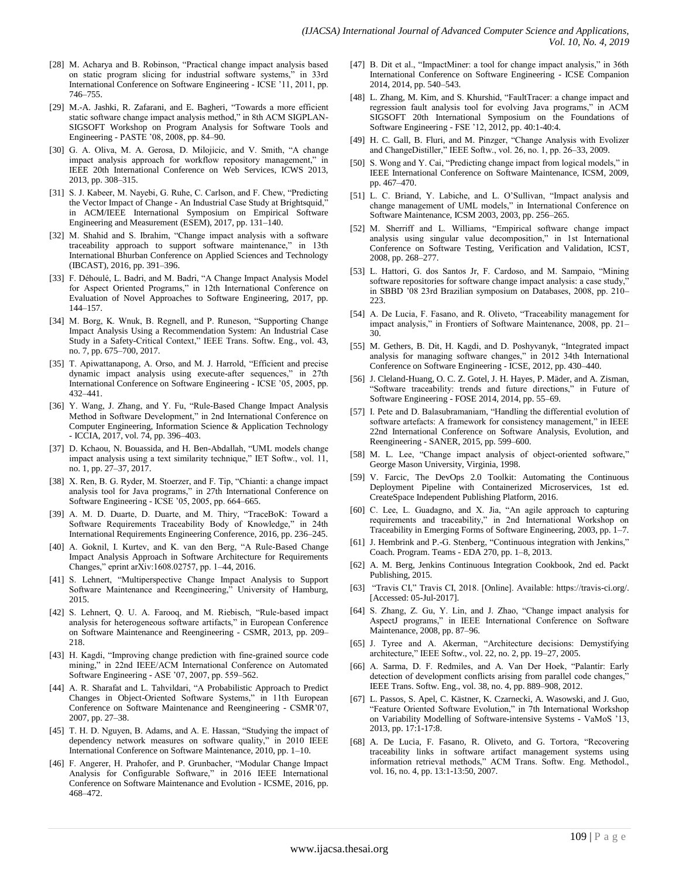[28] M. Acharya and B. Robinson, “Practical change impact analysis based on static program slicing for industrial software systems,” in 33rd International Conference on Software Engineering - ICSE ’11, 2011, pp. 746–755.

[29] M.-A. Jashki, R. Zafarani, and E. Bagheri, “Towards a more efficient static software change impact analysis method,” in 8th ACM SIGPLAN-SIGSOFT Workshop on Program Analysis for Software Tools and Engineering - PASTE ’08, 2008, pp. 84–90.

[30] G. A. Oliva, M. A. Gerosa, D. Milojicic, and V. Smith, “A change impact analysis approach for workflow repository management,” in IEEE 20th International Conference on Web Services, ICWS 2013, 2013, pp. 308–315.

[31] S. J. Kabeer, M. Nayebi, G. Ruhe, C. Carlson, and F. Chew, “Predicting the Vector Impact of Change - An Industrial Case Study at Brightsquid,” in ACM/IEEE International Symposium on Empirical Software Engineering and Measurement (ESEM), 2017, pp. 131–140.

[32] M. Shahid and S. Ibrahim, “Change impact analysis with a software traceability approach to support software maintenance,” in 13th International Bhurban Conference on Applied Sciences and Technology (IBCAST), 2016, pp. 391–396.

[33] F. Déhoulé, L. Badri, and M. Badri, “A Change Impact Analysis Model for Aspect Oriented Programs,” in 12th International Conference on Evaluation of Novel Approaches to Software Engineering, 2017, pp. 144–157.

[34] M. Borg, K. Wnuk, B. Regnell, and P. Runeson, “Supporting Change Impact Analysis Using a Recommendation System: An Industrial Case Study in a Safety-Critical Context,” IEEE Trans. Softw. Eng., vol. 43, no. 7, pp. 675–700, 2017.

[35] T. Apiwattanapong, A. Orso, and M. J. Harrold, “Efficient and precise dynamic impact analysis using execute-after sequences,” in 27th International Conference on Software Engineering - ICSE ’05, 2005, pp. 432–441.

[36] Y. Wang, J. Zhang, and Y. Fu, “Rule-Based Change Impact Analysis Method in Software Development,” in 2nd International Conference on Computer Engineering, Information Science & Application Technology - ICCIA, 2017, vol. 74, pp. 396–403.

[37] D. Kchaou, N. Bouassida, and H. Ben-Abdallah, “UML models change impact analysis using a text similarity technique,” IET Softw., vol. 11, no. 1, pp. 27–37, 2017.

[38] X. Ren, B. G. Ryder, M. Stoerzer, and F. Tip, “Chianti: a change impact analysis tool for Java programs,” in 27th International Conference on Software Engineering - ICSE ’05, 2005, pp. 664–665.

[39] A. M. D. Duarte, D. Duarte, and M. Thiry, “TraceBoK: Toward a Software Requirements Traceability Body of Knowledge,” in 24th International Requirements Engineering Conference, 2016, pp. 236–245.

[40] A. Goknil, I. Kurtev, and K. van den Berg, “A Rule-Based Change Impact Analysis Approach in Software Architecture for Requirements Changes,” eprint arXiv:1608.02757, pp. 1–44, 2016.

[41] S. Lehnert, “Multiperspective Change Impact Analysis to Support Software Maintenance and Reengineering,” University of Hamburg, 2015.

[42] S. Lehnert, Q. U. A. Farooq, and M. Riebisch, “Rule-based impact analysis for heterogeneous software artifacts,” in European Conference on Software Maintenance and Reengineering - CSMR, 2013, pp. 209–218.

[43] H. Kagdi, “Improving change prediction with fine-grained source code mining,” in 22nd IEEE/ACM International Conference on Automated Software Engineering - ASE ’07, 2007, pp. 559–562.

[44] A. R. Sharafat and L. Tahvildari, “A Probabilistic Approach to Predict Changes in Object-Oriented Software Systems,” in 11th European Conference on Software Maintenance and Reengineering - CSMR’07, 2007, pp. 27–38.

[45] T. H. D. Nguyen, B. Adams, and A. E. Hassan, “Studying the impact of dependency network measures on software quality,” in 2010 IEEE International Conference on Software Maintenance, 2010, pp. 1–10.

[46] F. Angerer, H. Prahofer, and P. Grunbacher, “Modular Change Impact Analysis for Configurable Software,” in 2016 IEEE International Conference on Software Maintenance and Evolution - ICSME, 2016, pp. 468–472.

[47] B. Dit et al., “ImpactMiner: a tool for change impact analysis,” in 36th International Conference on Software Engineering - ICSE Companion 2014, 2014, pp. 540–543.

[48] L. Zhang, M. Kim, and S. Khurshid, “FaultTracer: a change impact and regression fault analysis tool for evolving Java programs,” in ACM SIGSOFT 20th International Symposium on the Foundations of Software Engineering - FSE ’12, 2012, pp. 40:1-40:4.

[49] H. C. Gall, B. Fluri, and M. Pinzger, “Change Analysis with Evolizer and ChangeDistiller,” IEEE Softw., vol. 26, no. 1, pp. 26–33, 2009.

[50] S. Wong and Y. Cai, “Predicting change impact from logical models,” in IEEE International Conference on Software Maintenance, ICSM, 2009, pp. 467–470.

[51] L. C. Briand, Y. Labiche, and L. O’Sullivan, “Impact analysis and change management of UML models,” in International Conference on Software Maintenance, ICSM 2003, 2003, pp. 256–265.

[52] M. Sherriff and L. Williams, “Empirical software change impact analysis using singular value decomposition,” in 1st International Conference on Software Testing, Verification and Validation, ICST, 2008, pp. 268–277.

[53] L. Hattori, G. dos Santos Jr, F. Cardoso, and M. Sampaio, “Mining software repositories for software change impact analysis: a case study,” in SBBD ’08 23rd Brazilian symposium on Databases, 2008, pp. 210–223.

[54] A. De Lucia, F. Fasano, and R. Oliveto, “Traceability management for impact analysis,” in Frontiers of Software Maintenance, 2008, pp. 21–30.

[55] M. Gethers, B. Dit, H. Kagdi, and D. Poshyvanyk, “Integrated impact analysis for managing software changes,” in 2012 34th International Conference on Software Engineering - ICSE, 2012, pp. 430–440.

[56] J. Cleland-Huang, O. C. Z. Gotel, J. H. Hayes, P. Mäder, and A. Zisman, “Software traceability: trends and future directions,” in Future of Software Engineering - FOSE 2014, 2014, pp. 55–69.

[57] I. Pete and D. Balasubramaniam, “Handling the differential evolution of software artefacts: A framework for consistency management,” in IEEE 22nd International Conference on Software Analysis, Evolution, and Reengineering - SANER, 2015, pp. 599–600.

[58] M. L. Lee, “Change impact analysis of object-oriented software,” George Mason University, Virginia, 1998.

[59] V. Farcic, The DevOps 2.0 Toolkit: Automating the Continuous Deployment Pipeline with Containerized Microservices, 1st ed. CreateSpace Independent Publishing Platform, 2016.

[60] C. Lee, L. Guadagno, and X. Jia, “An agile approach to capturing requirements and traceability,” in 2nd International Workshop on Traceability in Emerging Forms of Software Engineering, 2003, pp. 1–7.

[61] J. Hembrink and P.-G. Stenberg, “Continuous integration with Jenkins,” Coach. Program. Teams - EDA 270, pp. 1–8, 2013.

[62] A. M. Berg, Jenkins Continuous Integration Cookbook, 2nd ed. Packt Publishing, 2015.

[63] “Travis CI,” Travis CI, 2018. [Online]. Available: https://travis-ci.org/. [Accessed: 05-Jul-2017].

[64] S. Zhang, Z. Gu, Y. Lin, and J. Zhao, “Change impact analysis for AspectJ programs,” in IEEE International Conference on Software Maintenance, 2008, pp. 87–96.

[65] J. Tyree and A. Akerman, “Architecture decisions: Demystifying architecture,” IEEE Softw., vol. 22, no. 2, pp. 19–27, 2005.

[66] A. Sarma, D. F. Redmiles, and A. Van Der Hoek, “Palantír: Early detection of development conflicts arising from parallel code changes,” IEEE Trans. Softw. Eng., vol. 38, no. 4, pp. 889–908, 2012.

[67] L. Passos, S. Apel, C. Kästner, K. Czarnecki, A. Wasowski, and J. Guo, “Feature Oriented Software Evolution,” in 7th International Workshop on Variability Modelling of Software-intensive Systems - VaMoS ’13, 2013, pp. 17:1-17:8.

[68] A. De Lucia, F. Fasano, R. Oliveto, and G. Tortora, “Recovering traceability links in software artifact management systems using information retrieval methods,” ACM Trans. Softw. Eng. Methodol., vol. 16, no. 4, pp. 13:1-13:50, 2007.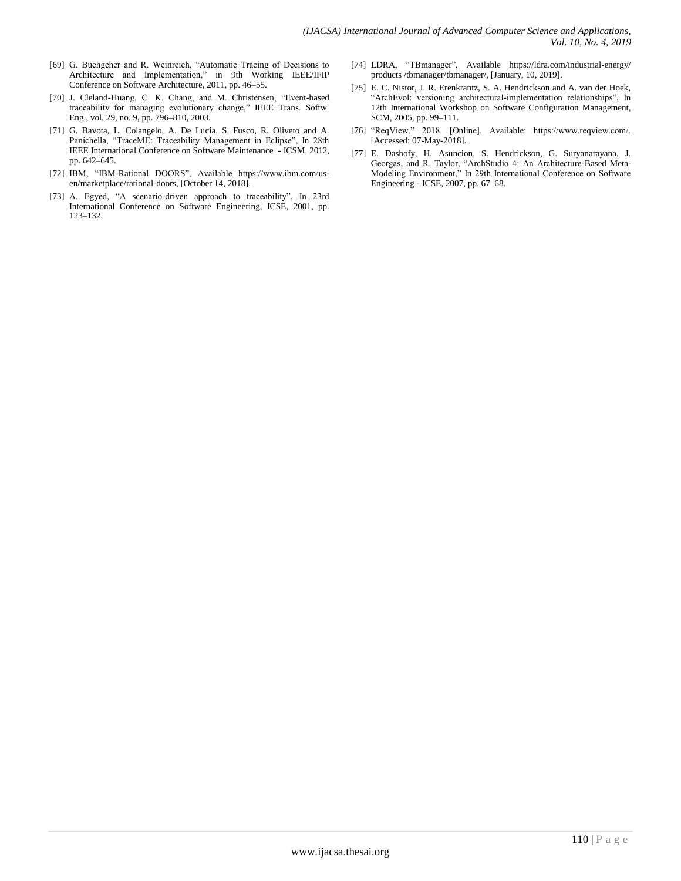[69] G. Buchgeher and R. Weinreich, "Automatic Tracing of Decisions to Architecture and Implementation," in 9th Working IEEE/IFIP Conference on Software Architecture, 2011, pp. 46–55.

[70] J. Cleland-Huang, C. K. Chang, and M. Christensen, "Event-based traceability for managing evolutionary change," IEEE Trans. Softw. Eng., vol. 29, no. 9, pp. 796–810, 2003.

[71] G. Bavota, L. Colangelo, A. De Lucia, S. Fusco, R. Oliveto and A. Panichella, "TraceME: Traceability Management in Eclipse", In 28th IEEE International Conference on Software Maintenance - ICSM, 2012, pp. 642–645.

[72] IBM, "IBM-Rational DOORS", Available https://www.ibm.com/us-en/marketplace/rational-doors, [October 14, 2018].

[73] A. Egyed, "A scenario-driven approach to traceability", In 23rd International Conference on Software Engineering, ICSE, 2001, pp. 123–132.

[74] LDRA, "TBmanager", Available https://ldra.com/industrial-energy/ products /tbmanager/tbmanager/, [January, 10, 2019].

[75] E. C. Nistor, J. R. Erenkrantz, S. A. Hendrickson and A. van der Hoek, "ArchEvol: versioning architectural-implementation relationships", In 12th International Workshop on Software Configuration Management, SCM, 2005, pp. 99–111.

[76] "ReqView," 2018. [Online]. Available: https://www.reqview.com/. [Accessed: 07-May-2018].

[77] E. Dashofy, H. Asuncion, S. Hendrickson, G. Suryanarayana, J. Georgas, and R. Taylor, "ArchStudio 4: An Architecture-Based Meta-Modeling Environment," In 29th International Conference on Software Engineering - ICSE, 2007, pp. 67–68.